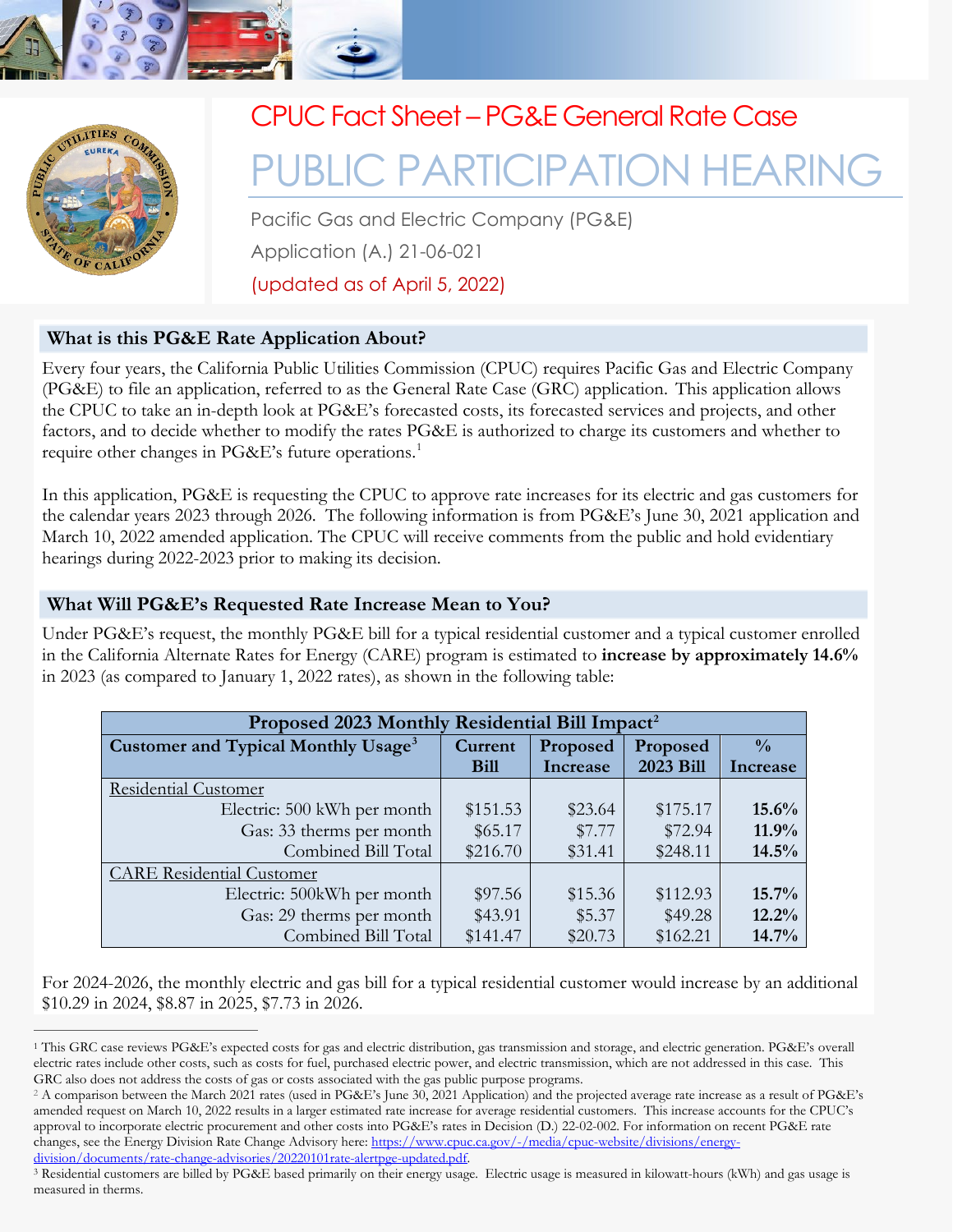# CPUC Fact Sheet – PG&E General Rate Case

# PUBLIC PARTICIPATION HEARING

Pacific Gas and Electric Company (PG&E)

Application (A.) 21-06-021

(updated as of April 5, 2022)

## What is this PG&E Rate Application About?

Every four years, the California Public Utilities Commission (CPUC) requires Pacific Gas and Electric Company (PG&E) to file an application, referred to as the General Rate Case (GRC) application. This application allows the CPUC to take an in-depth look at PG&E's forecasted costs, its forecasted services and projects, and other factors, and to decide whether to modify the rates PG&E is authorized to charge its customers and whether to require other changes in PG&E's future operations.[1]

In this application, PG&E is requesting the CPUC to approve rate increases for its electric and gas customers for the calendar years 2023 through 2026. The following information is from PG&E's June 30, 2021 application and March 10, 2022 amended application. The CPUC will receive comments from the public and hold evidentiary hearings during 2022-2023 prior to making its decision.

## What Will PG&E's Requested Rate Increase Mean to You?

Under PG&E's request, the monthly PG&E bill for a typical residential customer and a typical customer enrolled in the California Alternate Rates for Energy (CARE) program is estimated to **increase by approximately 14.6%** in 2023 (as compared to January 1, 2022 rates), as shown in the following table:

| Proposed 2023 Monthly Residential Bill Impact[2] | | | | |
|---|---|---|---|---|
| **Customer and Typical Monthly Usage[3]** | **Current Bill** | **Proposed Increase** | **Proposed 2023 Bill** | **% Increase** |
| Residential Customer | | | | |
| Electric: 500 kWh per month | $151.53 | $23.64 | $175.17 | **15.6%** |
| Gas: 33 therms per month | $65.17 | $7.77 | $72.94 | **11.9%** |
| Combined Bill Total | $216.70 | $31.41 | $248.11 | **14.5%** |
| CARE Residential Customer | | | | |
| Electric: 500kWh per month | $97.56 | $15.36 | $112.93 | **15.7%** |
| Gas: 29 therms per month | $43.91 | $5.37 | $49.28 | **12.2%** |
| Combined Bill Total | $141.47 | $20.73 | $162.21 | **14.7%** |

For 2024-2026, the monthly electric and gas bill for a typical residential customer would increase by an additional $10.29 in 2024, $8.87 in 2025, $7.73 in 2026.

---

[1] This GRC case reviews PG&E's expected costs for gas and electric distribution, gas transmission and storage, and electric generation. PG&E's overall electric rates include other costs, such as costs for fuel, purchased electric power, and electric transmission, which are not addressed in this case. This GRC also does not address the costs of gas or costs associated with the gas public purpose programs.

[2] A comparison between the March 2021 rates (used in PG&E's June 30, 2021 Application) and the projected average rate increase as a result of PG&E's amended request on March 10, 2022 results in a larger estimated rate increase for average residential customers. This increase accounts for the CPUC's approval to incorporate electric procurement and other costs into PG&E's rates in Decision (D.) 22-02-002. For information on recent PG&E rate changes, see the Energy Division Rate Change Advisory here: https://www.cpuc.ca.gov/-/media/cpuc-website/divisions/energy-division/documents/rate-change-advisories/20220101rate-alertpge-updated.pdf.

[3] Residential customers are billed by PG&E based primarily on their energy usage. Electric usage is measured in kilowatt-hours (kWh) and gas usage is measured in therms.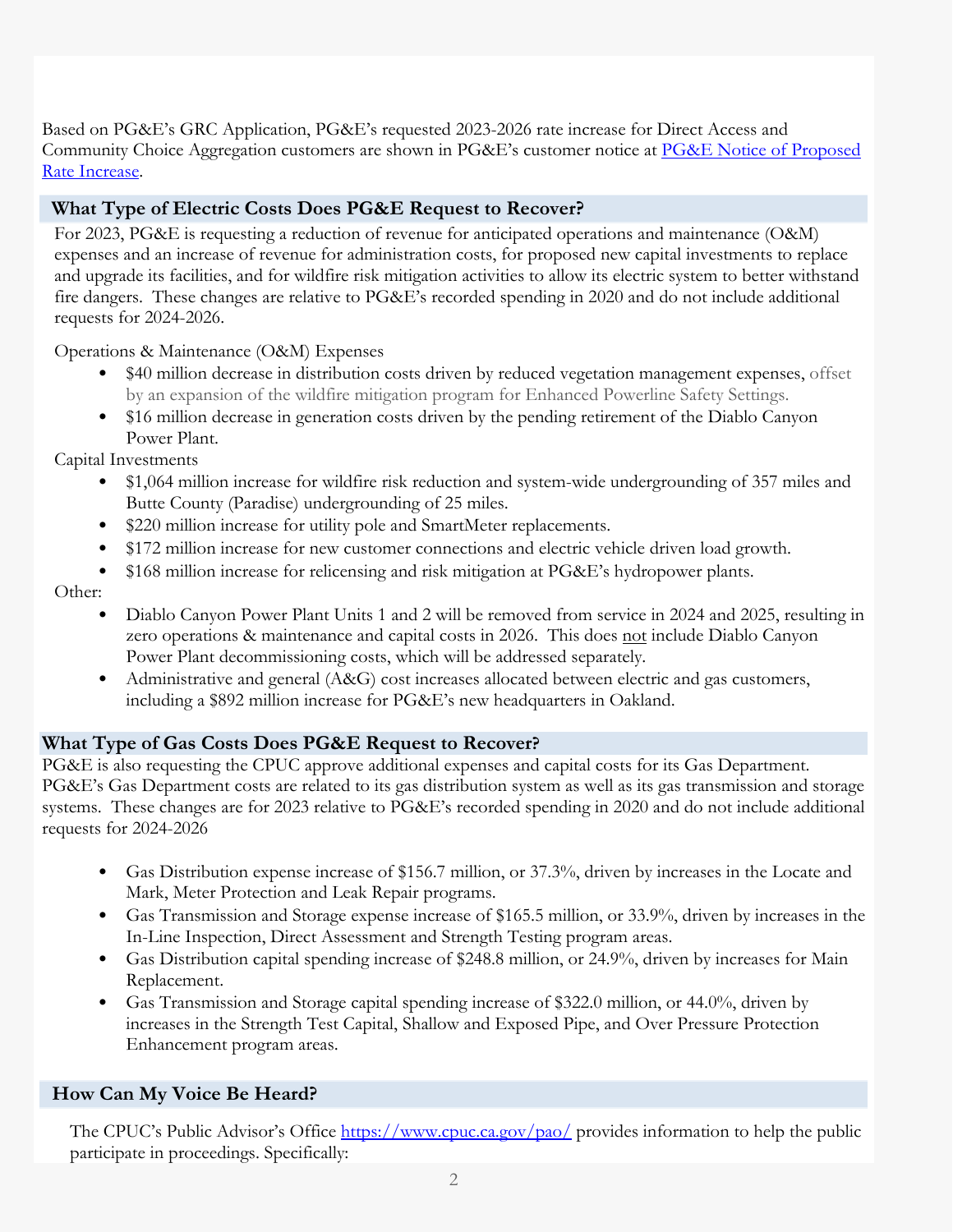Based on PG&E's GRC Application, PG&E's requested 2023-2026 rate increase for Direct Access and Community Choice Aggregation customers are shown in PG&E's customer notice at [PG&E Notice of Proposed Rate Increase](#).

## What Type of Electric Costs Does PG&E Request to Recover?

For 2023, PG&E is requesting a reduction of revenue for anticipated operations and maintenance (O&M) expenses and an increase of revenue for administration costs, for proposed new capital investments to replace and upgrade its facilities, and for wildfire risk mitigation activities to allow its electric system to better withstand fire dangers. These changes are relative to PG&E's recorded spending in 2020 and do not include additional requests for 2024-2026.

Operations & Maintenance (O&M) Expenses

- $40 million decrease in distribution costs driven by reduced vegetation management expenses, offset by an expansion of the wildfire mitigation program for Enhanced Powerline Safety Settings.
- $16 million decrease in generation costs driven by the pending retirement of the Diablo Canyon Power Plant.

Capital Investments

- $1,064 million increase for wildfire risk reduction and system-wide undergrounding of 357 miles and Butte County (Paradise) undergrounding of 25 miles.
- $220 million increase for utility pole and SmartMeter replacements.
- $172 million increase for new customer connections and electric vehicle driven load growth.
- $168 million increase for relicensing and risk mitigation at PG&E's hydropower plants.

Other:

- Diablo Canyon Power Plant Units 1 and 2 will be removed from service in 2024 and 2025, resulting in zero operations & maintenance and capital costs in 2026. This does <u>not</u> include Diablo Canyon Power Plant decommissioning costs, which will be addressed separately.
- Administrative and general (A&G) cost increases allocated between electric and gas customers, including a $892 million increase for PG&E's new headquarters in Oakland.

## What Type of Gas Costs Does PG&E Request to Recover?

PG&E is also requesting the CPUC approve additional expenses and capital costs for its Gas Department. PG&E's Gas Department costs are related to its gas distribution system as well as its gas transmission and storage systems. These changes are for 2023 relative to PG&E's recorded spending in 2020 and do not include additional requests for 2024-2026

- Gas Distribution expense increase of $156.7 million, or 37.3%, driven by increases in the Locate and Mark, Meter Protection and Leak Repair programs.
- Gas Transmission and Storage expense increase of $165.5 million, or 33.9%, driven by increases in the In-Line Inspection, Direct Assessment and Strength Testing program areas.
- Gas Distribution capital spending increase of $248.8 million, or 24.9%, driven by increases for Main Replacement.
- Gas Transmission and Storage capital spending increase of $322.0 million, or 44.0%, driven by increases in the Strength Test Capital, Shallow and Exposed Pipe, and Over Pressure Protection Enhancement program areas.

## How Can My Voice Be Heard?

The CPUC's Public Advisor's Office https://www.cpuc.ca.gov/pao/ provides information to help the public participate in proceedings. Specifically: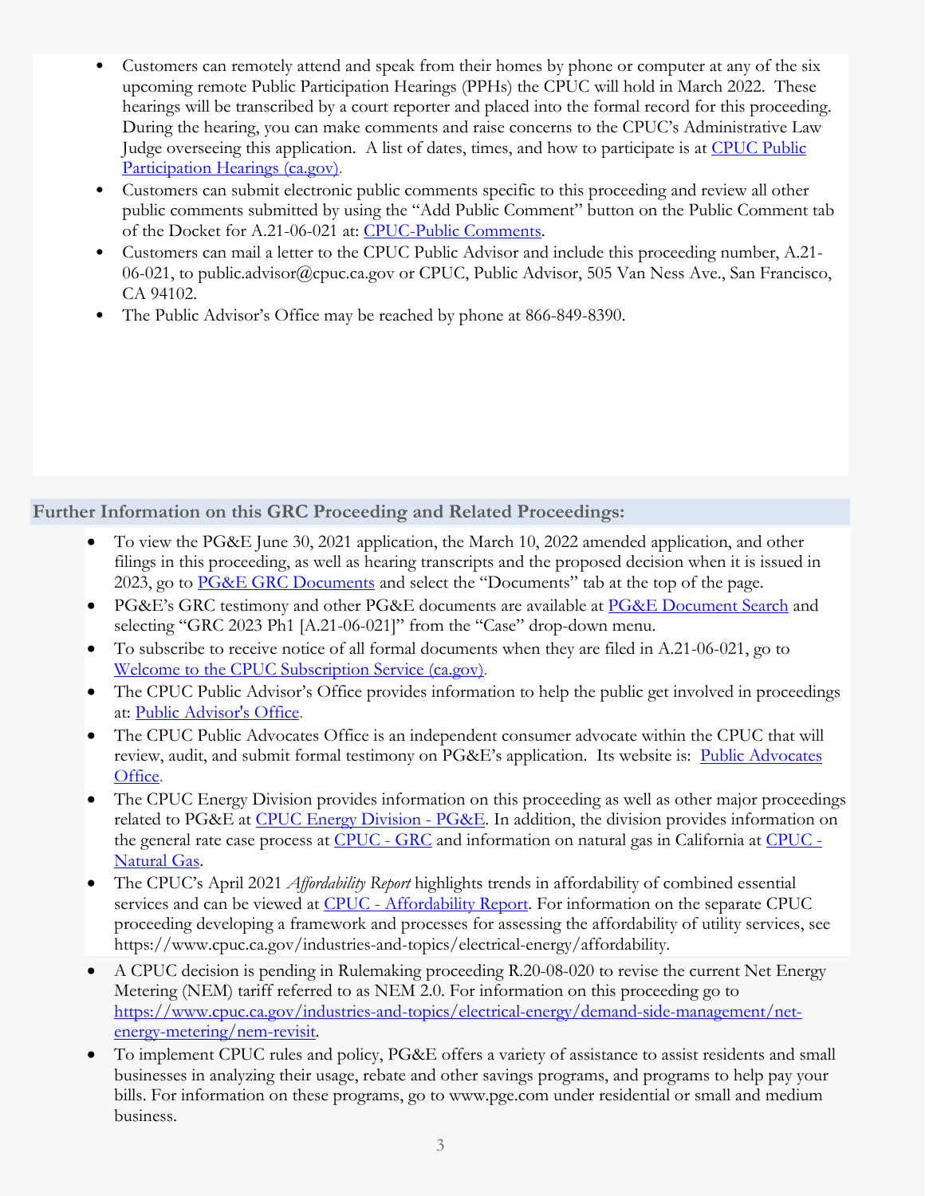- Customers can remotely attend and speak from their homes by phone or computer at any of the six upcoming remote Public Participation Hearings (PPHs) the CPUC will hold in March 2022. These hearings will be transcribed by a court reporter and placed into the formal record for this proceeding. During the hearing, you can make comments and raise concerns to the CPUC's Administrative Law Judge overseeing this application. A list of dates, times, and how to participate is at [CPUC Public Participation Hearings (ca.gov)](#).
- Customers can submit electronic public comments specific to this proceeding and review all other public comments submitted by using the "Add Public Comment" button on the Public Comment tab of the Docket for A.21-06-021 at: [CPUC-Public Comments](#).
- Customers can mail a letter to the CPUC Public Advisor and include this proceeding number, A.21-06-021, to public.advisor@cpuc.ca.gov or CPUC, Public Advisor, 505 Van Ness Ave., San Francisco, CA 94102.
- The Public Advisor's Office may be reached by phone at 866-849-8390.

## Further Information on this GRC Proceeding and Related Proceedings:

- To view the PG&E June 30, 2021 application, the March 10, 2022 amended application, and other filings in this proceeding, as well as hearing transcripts and the proposed decision when it is issued in 2023, go to [PG&E GRC Documents](#) and select the "Documents" tab at the top of the page.
- PG&E's GRC testimony and other PG&E documents are available at [PG&E Document Search](#) and selecting "GRC 2023 Ph1 [A.21-06-021]" from the "Case" drop-down menu.
- To subscribe to receive notice of all formal documents when they are filed in A.21-06-021, go to [Welcome to the CPUC Subscription Service (ca.gov)](#).
- The CPUC Public Advisor's Office provides information to help the public get involved in proceedings at: [Public Advisor's Office](#).
- The CPUC Public Advocates Office is an independent consumer advocate within the CPUC that will review, audit, and submit formal testimony on PG&E's application. Its website is: [Public Advocates Office](#).
- The CPUC Energy Division provides information on this proceeding as well as other major proceedings related to PG&E at [CPUC Energy Division - PG&E](#). In addition, the division provides information on the general rate case process at [CPUC - GRC](#) and information on natural gas in California at [CPUC - Natural Gas](#).
- The CPUC's April 2021 *Affordability Report* highlights trends in affordability of combined essential services and can be viewed at [CPUC - Affordability Report](#). For information on the separate CPUC proceeding developing a framework and processes for assessing the affordability of utility services, see https://www.cpuc.ca.gov/industries-and-topics/electrical-energy/affordability.
- A CPUC decision is pending in Rulemaking proceeding R.20-08-020 to revise the current Net Energy Metering (NEM) tariff referred to as NEM 2.0. For information on this proceeding go to https://www.cpuc.ca.gov/industries-and-topics/electrical-energy/demand-side-management/net-energy-metering/nem-revisit.
- To implement CPUC rules and policy, PG&E offers a variety of assistance to assist residents and small businesses in analyzing their usage, rebate and other savings programs, and programs to help pay your bills. For information on these programs, go to www.pge.com under residential or small and medium business.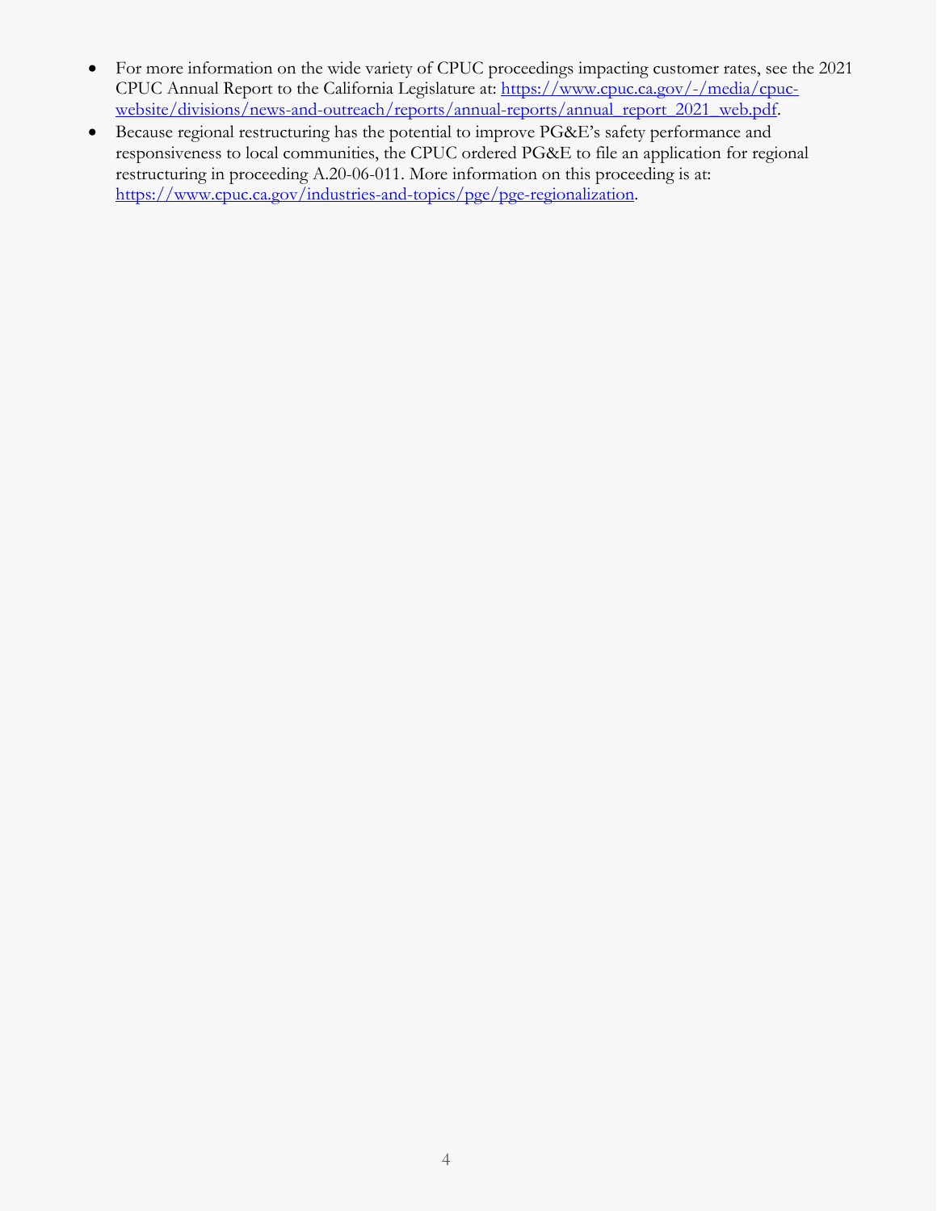- For more information on the wide variety of CPUC proceedings impacting customer rates, see the 2021 CPUC Annual Report to the California Legislature at: https://www.cpuc.ca.gov/-/media/cpuc-website/divisions/news-and-outreach/reports/annual-reports/annual_report_2021_web.pdf.
- Because regional restructuring has the potential to improve PG&E's safety performance and responsiveness to local communities, the CPUC ordered PG&E to file an application for regional restructuring in proceeding A.20-06-011. More information on this proceeding is at: https://www.cpuc.ca.gov/industries-and-topics/pge/pge-regionalization.